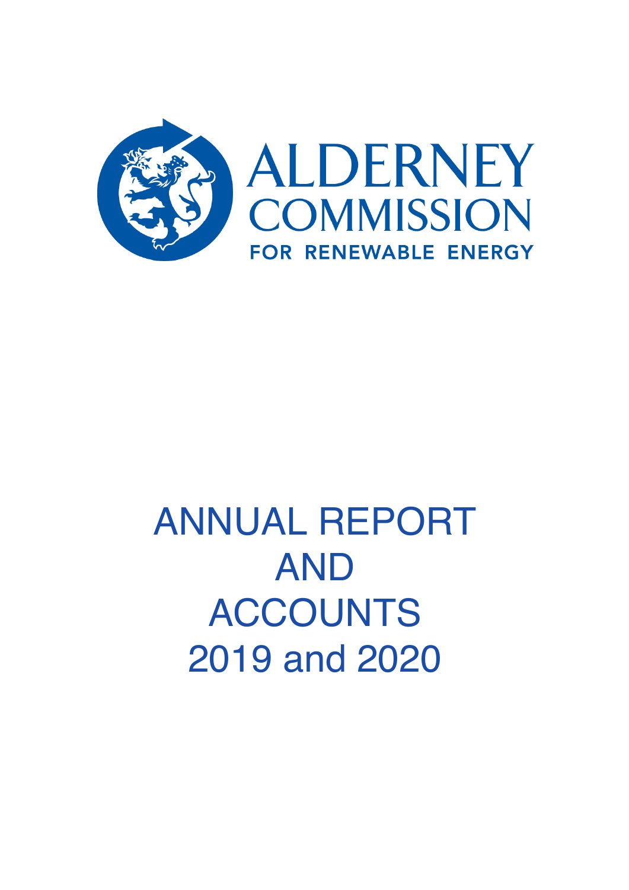ALDERNEY COMMISSION FOR RENEWABLE ENERGY

# ANNUAL REPORT AND ACCOUNTS 2019 and 2020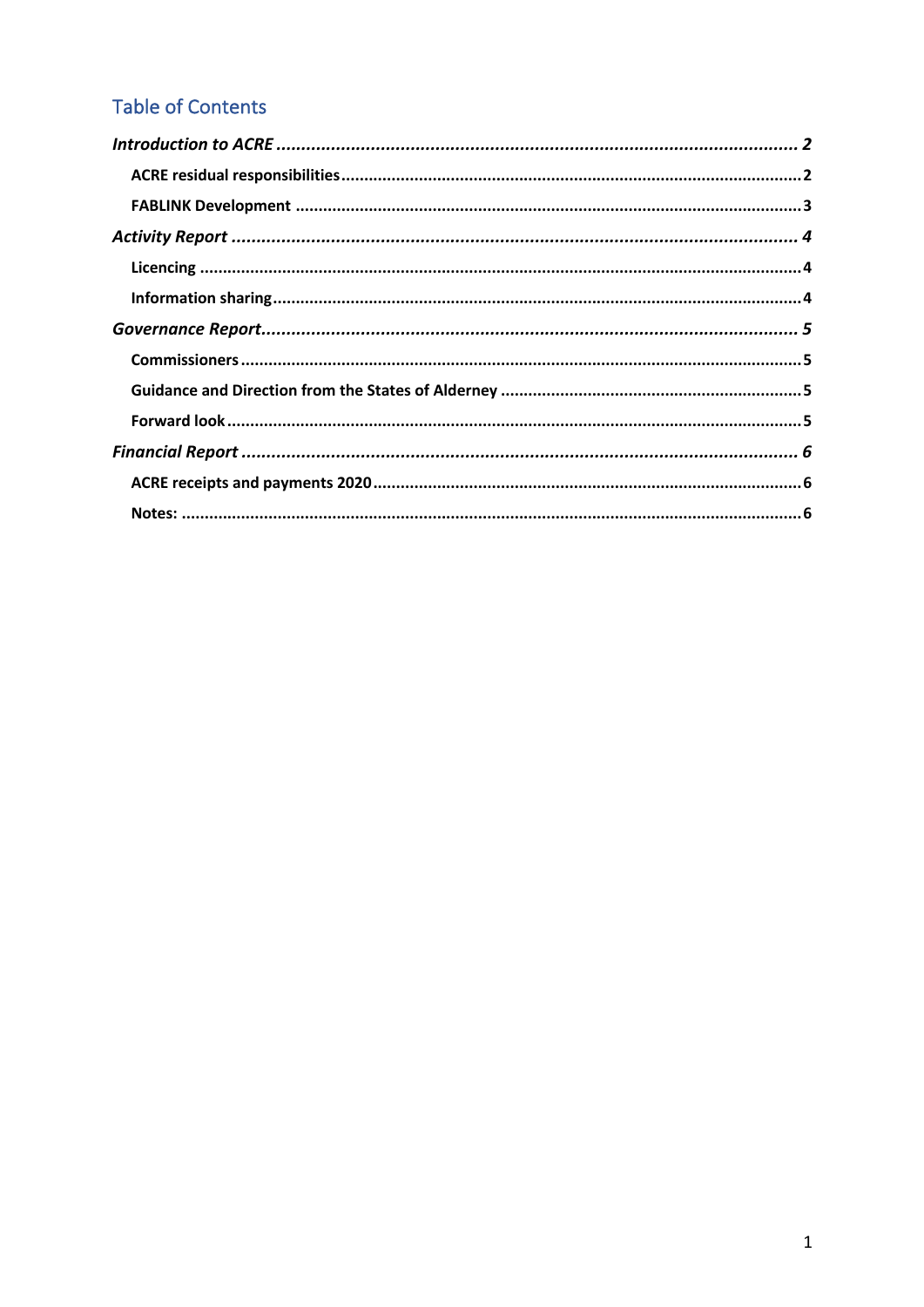## Table of Contents

*Introduction to ACRE* ........................................................................................................ 2

- **ACRE residual responsibilities** ........................................................................................ 2
- **FABLINK Development** .................................................................................................. 3

*Activity Report* ................................................................................................................... 4

- **Licencing** .......................................................................................................................... 4
- **Information sharing** .......................................................................................................... 4

*Governance Report* ............................................................................................................. 5

- **Commissioners** ................................................................................................................. 5
- **Guidance and Direction from the States of Alderney** ..................................................... 5
- **Forward look** .................................................................................................................... 5

*Financial Report* .................................................................................................................. 6

- **ACRE receipts and payments 2020** ................................................................................. 6
- **Notes:** ................................................................................................................................ 6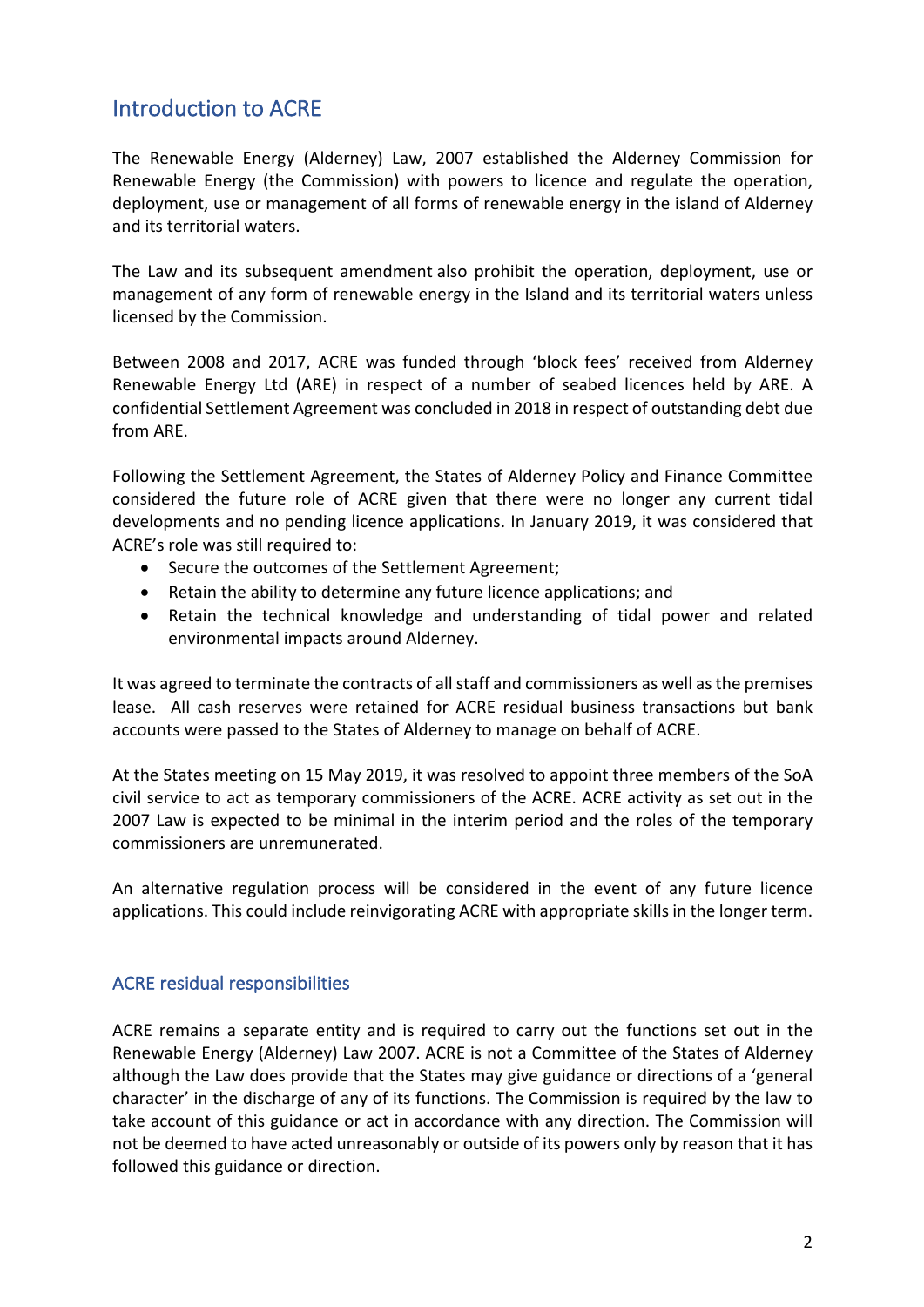## Introduction to ACRE

The Renewable Energy (Alderney) Law, 2007 established the Alderney Commission for Renewable Energy (the Commission) with powers to licence and regulate the operation, deployment, use or management of all forms of renewable energy in the island of Alderney and its territorial waters.

The Law and its subsequent amendment also prohibit the operation, deployment, use or management of any form of renewable energy in the Island and its territorial waters unless licensed by the Commission.

Between 2008 and 2017, ACRE was funded through 'block fees' received from Alderney Renewable Energy Ltd (ARE) in respect of a number of seabed licences held by ARE. A confidential Settlement Agreement was concluded in 2018 in respect of outstanding debt due from ARE.

Following the Settlement Agreement, the States of Alderney Policy and Finance Committee considered the future role of ACRE given that there were no longer any current tidal developments and no pending licence applications. In January 2019, it was considered that ACRE's role was still required to:

- Secure the outcomes of the Settlement Agreement;
- Retain the ability to determine any future licence applications; and
- Retain the technical knowledge and understanding of tidal power and related environmental impacts around Alderney.

It was agreed to terminate the contracts of all staff and commissioners as well as the premises lease. All cash reserves were retained for ACRE residual business transactions but bank accounts were passed to the States of Alderney to manage on behalf of ACRE.

At the States meeting on 15 May 2019, it was resolved to appoint three members of the SoA civil service to act as temporary commissioners of the ACRE. ACRE activity as set out in the 2007 Law is expected to be minimal in the interim period and the roles of the temporary commissioners are unremunerated.

An alternative regulation process will be considered in the event of any future licence applications. This could include reinvigorating ACRE with appropriate skills in the longer term.

### ACRE residual responsibilities

ACRE remains a separate entity and is required to carry out the functions set out in the Renewable Energy (Alderney) Law 2007. ACRE is not a Committee of the States of Alderney although the Law does provide that the States may give guidance or directions of a 'general character' in the discharge of any of its functions. The Commission is required by the law to take account of this guidance or act in accordance with any direction. The Commission will not be deemed to have acted unreasonably or outside of its powers only by reason that it has followed this guidance or direction.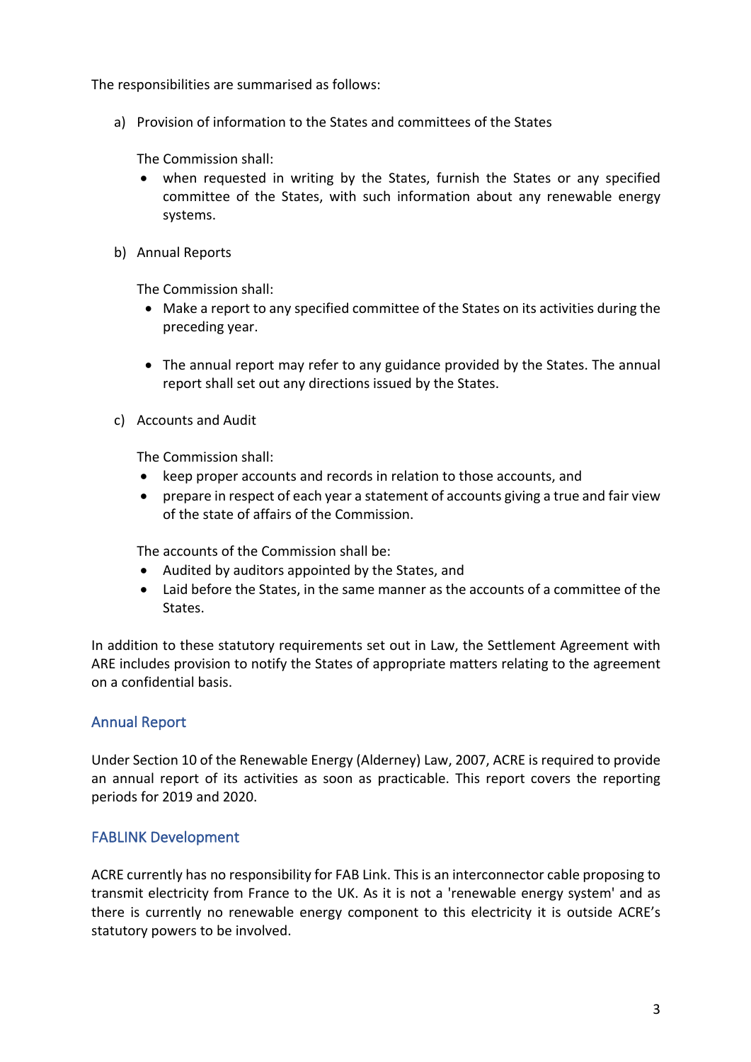The responsibilities are summarised as follows:

a) Provision of information to the States and committees of the States

   The Commission shall:

   - when requested in writing by the States, furnish the States or any specified committee of the States, with such information about any renewable energy systems.

b) Annual Reports

   The Commission shall:

   - Make a report to any specified committee of the States on its activities during the preceding year.
   - The annual report may refer to any guidance provided by the States. The annual report shall set out any directions issued by the States.

c) Accounts and Audit

   The Commission shall:

   - keep proper accounts and records in relation to those accounts, and
   - prepare in respect of each year a statement of accounts giving a true and fair view of the state of affairs of the Commission.

   The accounts of the Commission shall be:

   - Audited by auditors appointed by the States, and
   - Laid before the States, in the same manner as the accounts of a committee of the States.

In addition to these statutory requirements set out in Law, the Settlement Agreement with ARE includes provision to notify the States of appropriate matters relating to the agreement on a confidential basis.

## Annual Report

Under Section 10 of the Renewable Energy (Alderney) Law, 2007, ACRE is required to provide an annual report of its activities as soon as practicable. This report covers the reporting periods for 2019 and 2020.

## FABLINK Development

ACRE currently has no responsibility for FAB Link. This is an interconnector cable proposing to transmit electricity from France to the UK. As it is not a 'renewable energy system' and as there is currently no renewable energy component to this electricity it is outside ACRE's statutory powers to be involved.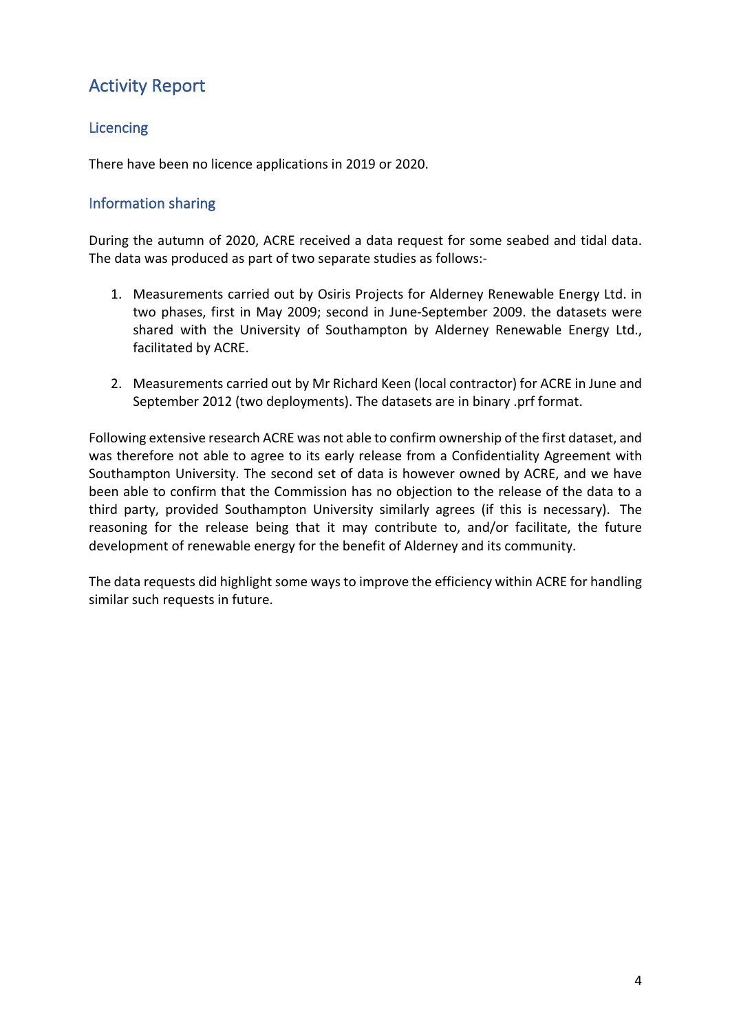# Activity Report

## Licencing

There have been no licence applications in 2019 or 2020.

## Information sharing

During the autumn of 2020, ACRE received a data request for some seabed and tidal data. The data was produced as part of two separate studies as follows:-

1. Measurements carried out by Osiris Projects for Alderney Renewable Energy Ltd. in two phases, first in May 2009; second in June-September 2009. the datasets were shared with the University of Southampton by Alderney Renewable Energy Ltd., facilitated by ACRE.

2. Measurements carried out by Mr Richard Keen (local contractor) for ACRE in June and September 2012 (two deployments). The datasets are in binary .prf format.

Following extensive research ACRE was not able to confirm ownership of the first dataset, and was therefore not able to agree to its early release from a Confidentiality Agreement with Southampton University. The second set of data is however owned by ACRE, and we have been able to confirm that the Commission has no objection to the release of the data to a third party, provided Southampton University similarly agrees (if this is necessary). The reasoning for the release being that it may contribute to, and/or facilitate, the future development of renewable energy for the benefit of Alderney and its community.

The data requests did highlight some ways to improve the efficiency within ACRE for handling similar such requests in future.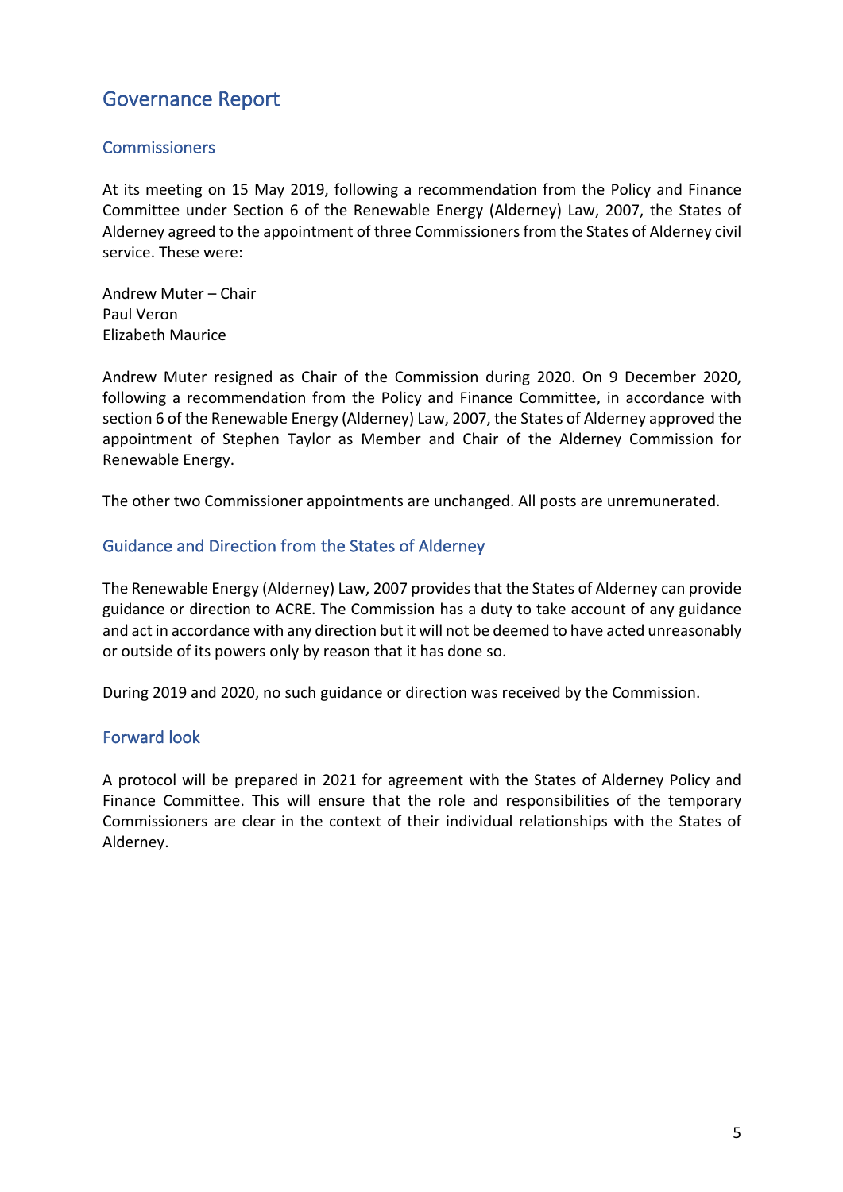# Governance Report

## Commissioners

At its meeting on 15 May 2019, following a recommendation from the Policy and Finance Committee under Section 6 of the Renewable Energy (Alderney) Law, 2007, the States of Alderney agreed to the appointment of three Commissioners from the States of Alderney civil service. These were:

Andrew Muter – Chair
Paul Veron
Elizabeth Maurice

Andrew Muter resigned as Chair of the Commission during 2020. On 9 December 2020, following a recommendation from the Policy and Finance Committee, in accordance with section 6 of the Renewable Energy (Alderney) Law, 2007, the States of Alderney approved the appointment of Stephen Taylor as Member and Chair of the Alderney Commission for Renewable Energy.

The other two Commissioner appointments are unchanged. All posts are unremunerated.

## Guidance and Direction from the States of Alderney

The Renewable Energy (Alderney) Law, 2007 provides that the States of Alderney can provide guidance or direction to ACRE. The Commission has a duty to take account of any guidance and act in accordance with any direction but it will not be deemed to have acted unreasonably or outside of its powers only by reason that it has done so.

During 2019 and 2020, no such guidance or direction was received by the Commission.

## Forward look

A protocol will be prepared in 2021 for agreement with the States of Alderney Policy and Finance Committee. This will ensure that the role and responsibilities of the temporary Commissioners are clear in the context of their individual relationships with the States of Alderney.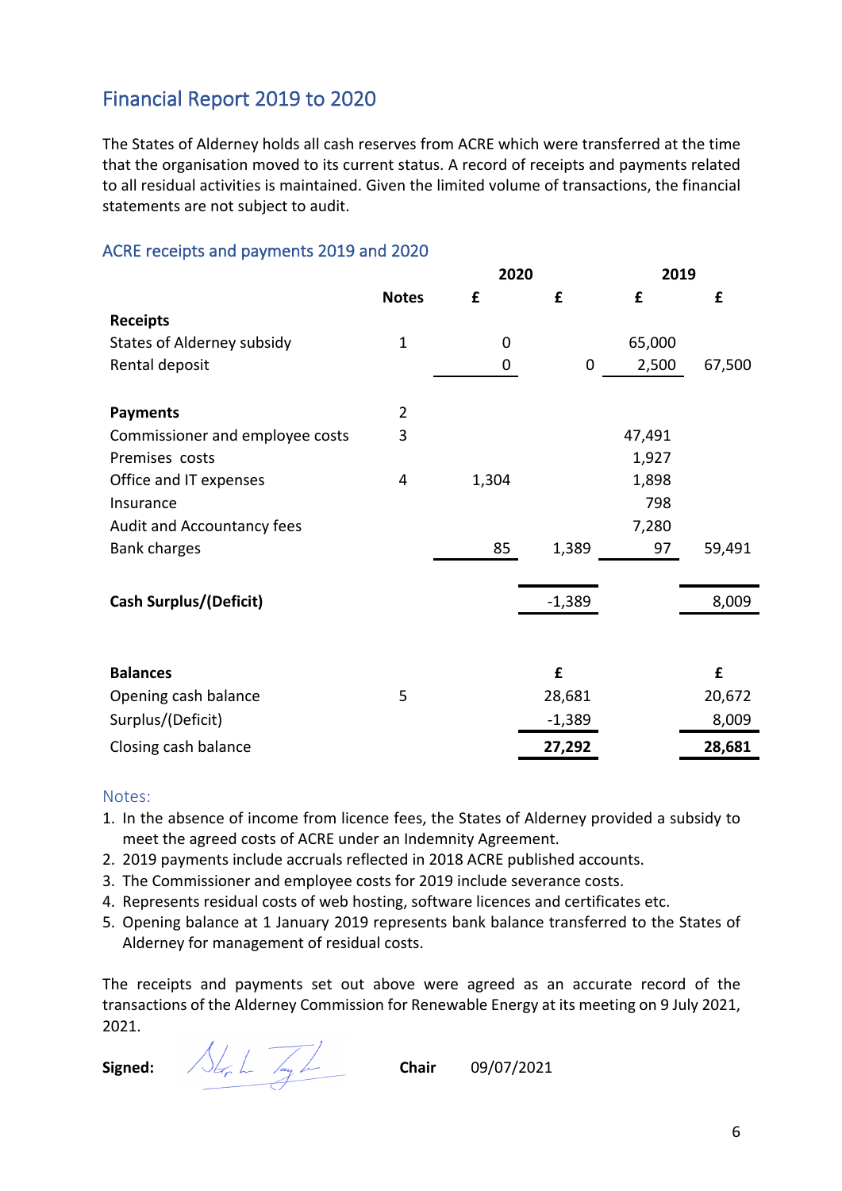## Financial Report 2019 to 2020

The States of Alderney holds all cash reserves from ACRE which were transferred at the time that the organisation moved to its current status. A record of receipts and payments related to all residual activities is maintained. Given the limited volume of transactions, the financial statements are not subject to audit.

### ACRE receipts and payments 2019 and 2020

| | | 2020 | | 2019 | |
|---|---|---|---|---|---|
| | **Notes** | **£** | **£** | **£** | **£** |
| **Receipts** | | | | | |
| States of Alderney subsidy | 1 | 0 | | 65,000 | |
| Rental deposit | | 0 | 0 | 2,500 | 67,500 |
| | | | | | |
| **Payments** | 2 | | | | |
| Commissioner and employee costs | 3 | | | 47,491 | |
| Premises costs | | | | 1,927 | |
| Office and IT expenses | 4 | 1,304 | | 1,898 | |
| Insurance | | | | 798 | |
| Audit and Accountancy fees | | | | 7,280 | |
| Bank charges | | 85 | 1,389 | 97 | 59,491 |
| | | | | | |
| **Cash Surplus/(Deficit)** | | | -1,389 | | 8,009 |
| | | | | | |
| **Balances** | | | **£** | | **£** |
| Opening cash balance | 5 | | 28,681 | | 20,672 |
| Surplus/(Deficit) | | | -1,389 | | 8,009 |
| Closing cash balance | | | **27,292** | | **28,681** |

Notes:

1. In the absence of income from licence fees, the States of Alderney provided a subsidy to meet the agreed costs of ACRE under an Indemnity Agreement.
2. 2019 payments include accruals reflected in 2018 ACRE published accounts.
3. The Commissioner and employee costs for 2019 include severance costs.
4. Represents residual costs of web hosting, software licences and certificates etc.
5. Opening balance at 1 January 2019 represents bank balance transferred to the States of Alderney for management of residual costs.

The receipts and payments set out above were agreed as an accurate record of the transactions of the Alderney Commission for Renewable Energy at its meeting on 9 July 2021, 2021.

**Signed:** &nbsp;&nbsp;&nbsp;&nbsp; **Chair** &nbsp;&nbsp; 09/07/2021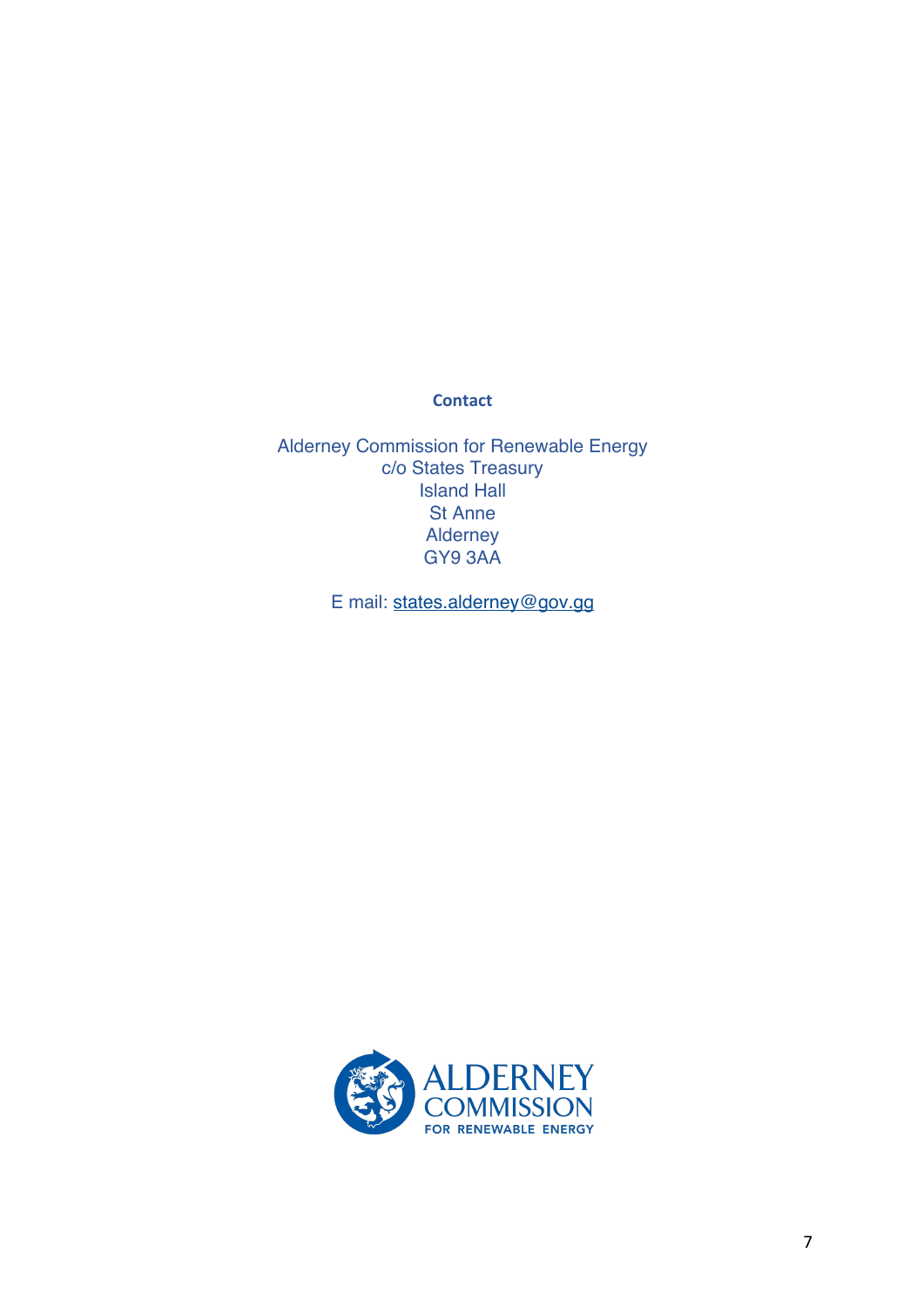**Contact**

Alderney Commission for Renewable Energy
c/o States Treasury
Island Hall
St Anne
Alderney
GY9 3AA

E mail: states.alderney@gov.gg

ALDERNEY COMMISSION FOR RENEWABLE ENERGY